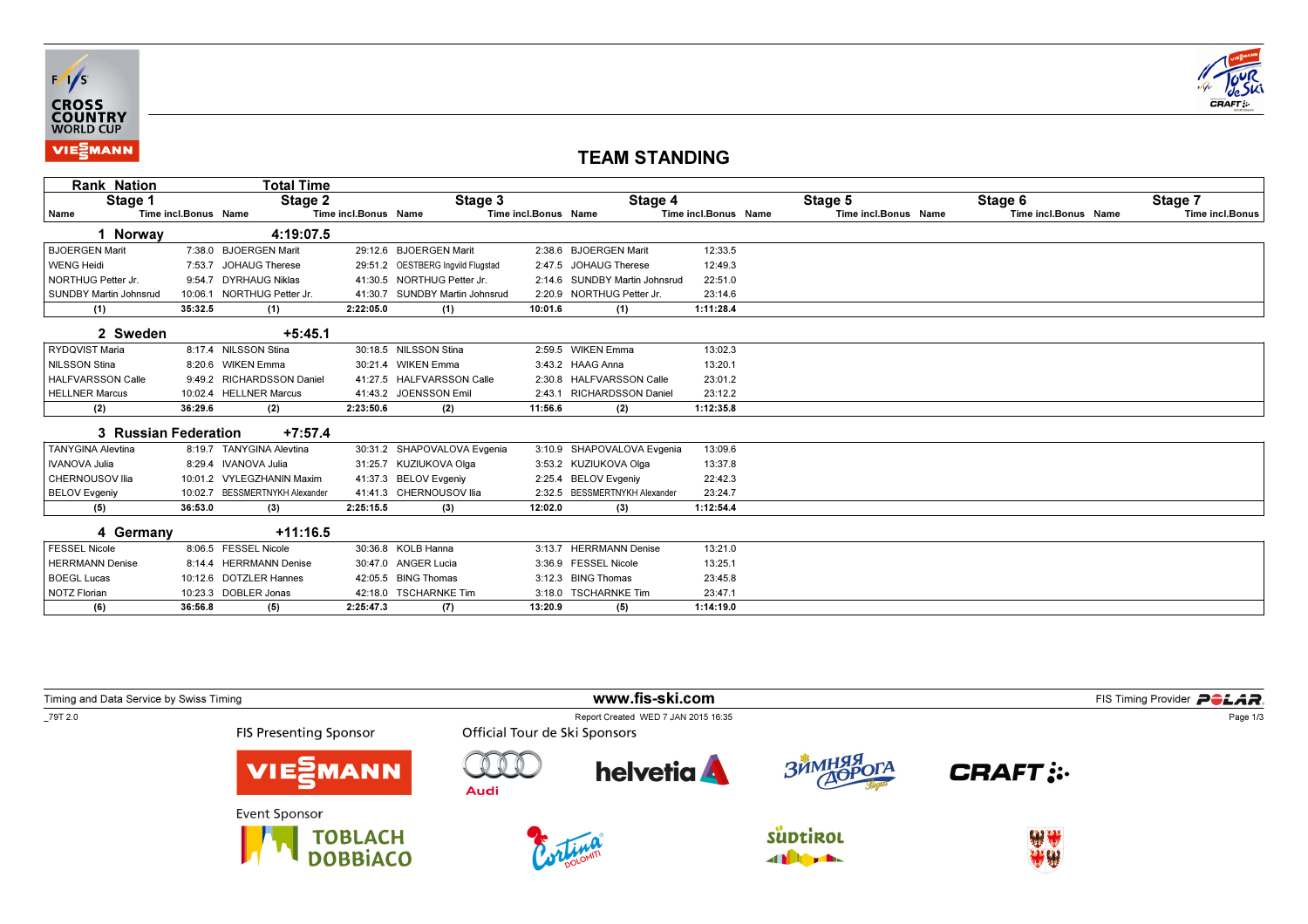# TEAM STANDING

| Stage 1 Name | Time incl.Bonus | Stage 2 Name | Time incl.Bonus | Stage 3 Name | Time incl.Bonus | Stage 4 Name | Time incl.Bonus | Stage 5 Name | Time incl.Bonus | Stage 6 Name | Time incl.Bonus | Stage 7 Name | Time incl.Bonus |
|---|---|---|---|---|---|---|---|---|---|---|---|---|---|
| **1 Norway** | | **4:19:07.5** | | | | | | | | | | | |
| BJOERGEN Marit | 7:38.0 | BJOERGEN Marit | 29:12.6 | BJOERGEN Marit | 2:38.6 | BJOERGEN Marit | 12:33.5 | | | | | | |
| WENG Heidi | 7:53.7 | JOHAUG Therese | 29:51.2 | OESTBERG Ingvild Flugstad | 2:47.5 | JOHAUG Therese | 12:49.3 | | | | | | |
| NORTHUG Petter Jr. | 9:54.7 | DYRHAUG Niklas | 41:30.5 | NORTHUG Petter Jr. | 2:14.6 | SUNDBY Martin Johnsrud | 22:51.0 | | | | | | |
| SUNDBY Martin Johnsrud | 10:06.1 | NORTHUG Petter Jr. | 41:30.7 | SUNDBY Martin Johnsrud | 2:20.9 | NORTHUG Petter Jr. | 23:14.6 | | | | | | |
| **(1)** | **35:32.5** | **(1)** | **2:22:05.0** | **(1)** | **10:01.6** | **(1)** | **1:11:28.4** | | | | | | |
| **2 Sweden** | | **+5:45.1** | | | | | | | | | | | |
| RYDQVIST Maria | 8:17.4 | NILSSON Stina | 30:18.5 | NILSSON Stina | 2:59.5 | WIKEN Emma | 13:02.3 | | | | | | |
| NILSSON Stina | 8:20.6 | WIKEN Emma | 30:21.4 | WIKEN Emma | 3:43.2 | HAAG Anna | 13:20.1 | | | | | | |
| HALFVARSSON Calle | 9:49.2 | RICHARDSSON Daniel | 41:27.5 | HALFVARSSON Calle | 2:30.8 | HALFVARSSON Calle | 23:01.2 | | | | | | |
| HELLNER Marcus | 10:02.4 | HELLNER Marcus | 41:43.2 | JOENSSON Emil | 2:43.1 | RICHARDSSON Daniel | 23:12.2 | | | | | | |
| **(2)** | **36:29.6** | **(2)** | **2:23:50.6** | **(2)** | **11:56.6** | **(2)** | **1:12:35.8** | | | | | | |
| **3 Russian Federation** | | **+7:57.4** | | | | | | | | | | | |
| TANYGINA Alevtina | 8:19.7 | TANYGINA Alevtina | 30:31.2 | SHAPOVALOVA Evgenia | 3:10.9 | SHAPOVALOVA Evgenia | 13:09.6 | | | | | | |
| IVANOVA Julia | 8:29.4 | IVANOVA Julia | 31:25.7 | KUZIUKOVA Olga | 3:53.2 | KUZIUKOVA Olga | 13:37.8 | | | | | | |
| CHERNOUSOV Ilia | 10:01.2 | VYLEGZHANIN Maxim | 41:37.3 | BELOV Evgeniy | 2:25.4 | BELOV Evgeniy | 22:42.3 | | | | | | |
| BELOV Evgeniy | 10:02.7 | BESSMERTNYKH Alexander | 41:41.3 | CHERNOUSOV Ilia | 2:32.5 | BESSMERTNYKH Alexander | 23:24.7 | | | | | | |
| **(5)** | **36:53.0** | **(3)** | **2:25:15.5** | **(3)** | **12:02.0** | **(3)** | **1:12:54.4** | | | | | | |
| **4 Germany** | | **+11:16.5** | | | | | | | | | | | |
| FESSEL Nicole | 8:06.5 | FESSEL Nicole | 30:36.8 | KOLB Hanna | 3:13.7 | HERRMANN Denise | 13:21.0 | | | | | | |
| HERRMANN Denise | 8:14.4 | HERRMANN Denise | 30:47.0 | ANGER Lucia | 3:36.9 | FESSEL Nicole | 13:25.1 | | | | | | |
| BOEGL Lucas | 10:12.6 | DOTZLER Hannes | 42:05.5 | BING Thomas | 3:12.3 | BING Thomas | 23:45.8 | | | | | | |
| NOTZ Florian | 10:23.3 | DOBLER Jonas | 42:18.0 | TSCHARNKE Tim | 3:18.0 | TSCHARNKE Tim | 23:47.1 | | | | | | |
| **(6)** | **36:56.8** | **(5)** | **2:25:47.3** | **(7)** | **13:20.9** | **(5)** | **1:14:19.0** | | | | | | |

Timing and Data Service by Swiss Timing

www.fis-ski.com

FIS Timing Provider POLAR

_79T 2.0

Report Created WED 7 JAN 2015 16:35

FIS Presenting Sponsor

Official Tour de Ski Sponsors

Event Sponsor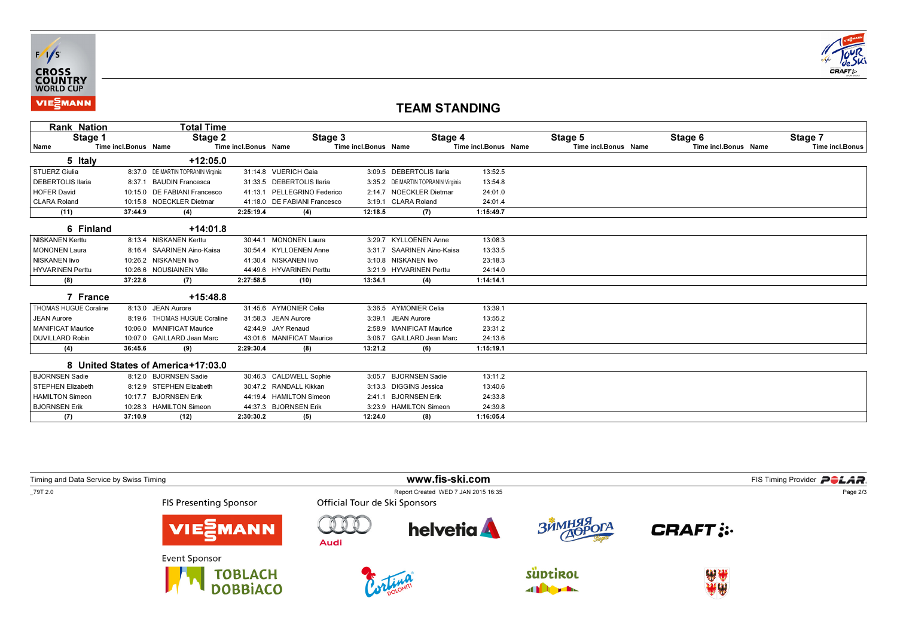# TEAM STANDING

| Rank Nation | | Total Time | | | | | | | | | | | |
|---|---|---|---|---|---|---|---|---|---|---|---|---|---|
| Stage 1 | | Stage 2 | | Stage 3 | | Stage 4 | | Stage 5 | | Stage 6 | | Stage 7 | |
| Name | Time incl.Bonus | Name | Time incl.Bonus | Name | Time incl.Bonus | Name | Time incl.Bonus | Name | Time incl.Bonus | Name | Time incl.Bonus | Name | Time incl.Bonus |
| **5 Italy** | | **+12:05.0** | | | | | | | | | | | |
| STUERZ Giulia | 8:37.0 | DE MARTIN TOPRANIN Virginia | 31:14.8 | VUERICH Gaia | 3:09.5 | DEBERTOLIS Ilaria | 13:52.5 | | | | | | |
| DEBERTOLIS Ilaria | 8:37.1 | BAUDIN Francesca | 31:33.5 | DEBERTOLIS Ilaria | 3:35.2 | DE MARTIN TOPRANIN Virginia | 13:54.8 | | | | | | |
| HOFER David | 10:15.0 | DE FABIANI Francesco | 41:13.1 | PELLEGRINO Federico | 2:14.7 | NOECKLER Dietmar | 24:01.0 | | | | | | |
| CLARA Roland | 10:15.8 | NOECKLER Dietmar | 41:18.0 | DE FABIANI Francesco | 3:19.1 | CLARA Roland | 24:01.4 | | | | | | |
| (11) | 37:44.9 | (4) | 2:25:19.4 | (4) | 12:18.5 | (7) | 1:15:49.7 | | | | | | |
| **6 Finland** | | **+14:01.8** | | | | | | | | | | | |
| NISKANEN Kerttu | 8:13.4 | NISKANEN Kerttu | 30:44.1 | MONONEN Laura | 3:29.7 | KYLLOENEN Anne | 13:08.3 | | | | | | |
| MONONEN Laura | 8:16.4 | SAARINEN Aino-Kaisa | 30:54.4 | KYLLOENEN Anne | 3:31.7 | SAARINEN Aino-Kaisa | 13:33.5 | | | | | | |
| NISKANEN Iivo | 10:26.2 | NISKANEN Iivo | 41:30.4 | NISKANEN Iivo | 3:10.8 | NISKANEN Iivo | 23:18.3 | | | | | | |
| HYVARINEN Perttu | 10:26.6 | NOUSIAINEN Ville | 44:49.6 | HYVARINEN Perttu | 3:21.9 | HYVARINEN Perttu | 24:14.0 | | | | | | |
| (8) | 37:22.6 | (7) | 2:27:58.5 | (10) | 13:34.1 | (4) | 1:14:14.1 | | | | | | |
| **7 France** | | **+15:48.8** | | | | | | | | | | | |
| THOMAS HUGUE Coraline | 8:13.0 | JEAN Aurore | 31:45.6 | AYMONIER Celia | 3:36.5 | AYMONIER Celia | 13:39.1 | | | | | | |
| JEAN Aurore | 8:19.6 | THOMAS HUGUE Coraline | 31:58.3 | JEAN Aurore | 3:39.1 | JEAN Aurore | 13:55.2 | | | | | | |
| MANIFICAT Maurice | 10:06.0 | MANIFICAT Maurice | 42:44.9 | JAY Renaud | 2:58.9 | MANIFICAT Maurice | 23:31.2 | | | | | | |
| DUVILLARD Robin | 10:07.0 | GAILLARD Jean Marc | 43:01.6 | MANIFICAT Maurice | 3:06.7 | GAILLARD Jean Marc | 24:13.6 | | | | | | |
| (4) | 36:45.6 | (9) | 2:29:30.4 | (8) | 13:21.2 | (6) | 1:15:19.1 | | | | | | |
| **8 United States of America** | | **+17:03.0** | | | | | | | | | | | |
| BJORNSEN Sadie | 8:12.0 | BJORNSEN Sadie | 30:46.3 | CALDWELL Sophie | 3:05.7 | BJORNSEN Sadie | 13:11.2 | | | | | | |
| STEPHEN Elizabeth | 8:12.9 | STEPHEN Elizabeth | 30:47.2 | RANDALL Kikkan | 3:13.3 | DIGGINS Jessica | 13:40.6 | | | | | | |
| HAMILTON Simeon | 10:17.7 | BJORNSEN Erik | 44:19.4 | HAMILTON Simeon | 2:41.1 | BJORNSEN Erik | 24:33.8 | | | | | | |
| BJORNSEN Erik | 10:28.3 | HAMILTON Simeon | 44:37.3 | BJORNSEN Erik | 3:23.9 | HAMILTON Simeon | 24:39.8 | | | | | | |
| (7) | 37:10.9 | (12) | 2:30:30.2 | (5) | 12:24.0 | (8) | 1:16:05.4 | | | | | | |

Timing and Data Service by Swiss Timing — www.fis-ski.com — FIS Timing Provider POLAR

_79T 2.0 — Report Created WED 7 JAN 2015 16:35

FIS Presenting Sponsor — Official Tour de Ski Sponsors — Event Sponsor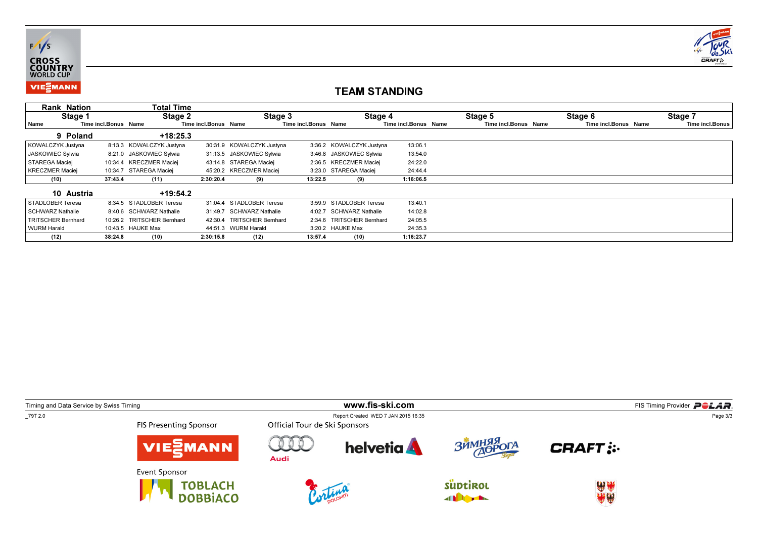# TEAM STANDING

| Rank Nation | | Total Time | | | | | | | | | | | |
|---|---|---|---|---|---|---|---|---|---|---|---|---|---|
| Stage 1 | | Stage 2 | | Stage 3 | | Stage 4 | | Stage 5 | | Stage 6 | | Stage 7 | |
| Name | Time incl.Bonus | Name | Time incl.Bonus | Name | Time incl.Bonus | Name | Time incl.Bonus | Name | Time incl.Bonus | Name | Time incl.Bonus | Name | Time incl.Bonus |
| **9 Poland** | | **+18:25.3** | | | | | | | | | | | |
| KOWALCZYK Justyna | 8:13.3 | KOWALCZYK Justyna | 30:31.9 | KOWALCZYK Justyna | 3:36.2 | KOWALCZYK Justyna | 13:06.1 | | | | | | |
| JASKOWIEC Sylwia | 8:21.0 | JASKOWIEC Sylwia | 31:13.5 | JASKOWIEC Sylwia | 3:46.8 | JASKOWIEC Sylwia | 13:54.0 | | | | | | |
| STAREGA Maciej | 10:34.4 | KRECZMER Maciej | 43:14.8 | STAREGA Maciej | 2:36.5 | KRECZMER Maciej | 24:22.0 | | | | | | |
| KRECZMER Maciej | 10:34.7 | STAREGA Maciej | 45:20.2 | KRECZMER Maciej | 3:23.0 | STAREGA Maciej | 24:44.4 | | | | | | |
| **(10)** | **37:43.4** | **(11)** | **2:30:20.4** | **(9)** | **13:22.5** | **(9)** | **1:16:06.5** | | | | | | |
| **10 Austria** | | **+19:54.2** | | | | | | | | | | | |
| STADLOBER Teresa | 8:34.5 | STADLOBER Teresa | 31:04.4 | STADLOBER Teresa | 3:59.9 | STADLOBER Teresa | 13:40.1 | | | | | | |
| SCHWARZ Nathalie | 8:40.6 | SCHWARZ Nathalie | 31:49.7 | SCHWARZ Nathalie | 4:02.7 | SCHWARZ Nathalie | 14:02.8 | | | | | | |
| TRITSCHER Bernhard | 10:26.2 | TRITSCHER Bernhard | 42:30.4 | TRITSCHER Bernhard | 2:34.6 | TRITSCHER Bernhard | 24:05.5 | | | | | | |
| WURM Harald | 10:43.5 | HAUKE Max | 44:51.3 | WURM Harald | 3:20.2 | HAUKE Max | 24:35.3 | | | | | | |
| **(12)** | **38:24.8** | **(10)** | **2:30:15.8** | **(12)** | **13:57.4** | **(10)** | **1:16:23.7** | | | | | | |

Timing and Data Service by Swiss Timing

www.fis-ski.com

FIS Timing Provider POLAR

_79T 2.0

Report Created WED 7 JAN 2015 16:35

FIS Presenting Sponsor

Official Tour de Ski Sponsors

Event Sponsor